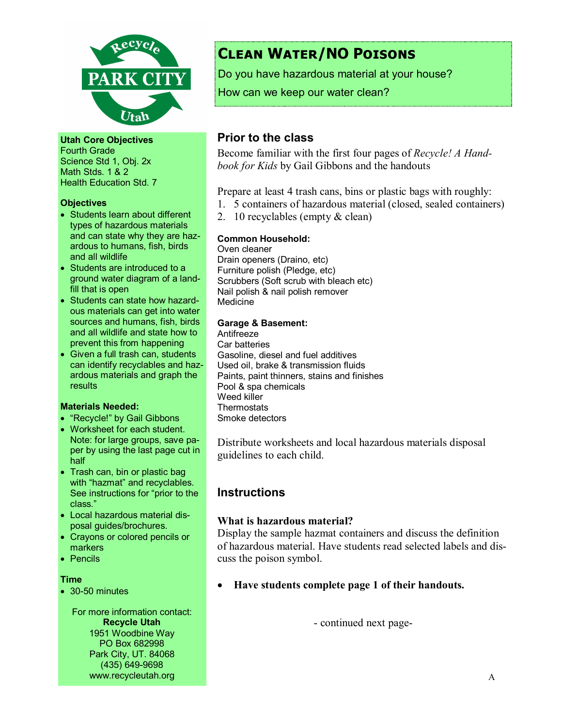Recycle PARK CITY Utah

**Utah Core Objectives**
Fourth Grade
Science Std 1, Obj. 2x
Math Stds. 1 & 2
Health Education Std. 7

**Objectives**

- Students learn about different types of hazardous materials and can state why they are hazardous to humans, fish, birds and all wildlife
- Students are introduced to a ground water diagram of a landfill that is open
- Students can state how hazardous materials can get into water sources and humans, fish, birds and all wildlife and state how to prevent this from happening
- Given a full trash can, students can identify recyclables and hazardous materials and graph the results

**Materials Needed:**

- "Recycle!" by Gail Gibbons
- Worksheet for each student. Note: for large groups, save paper by using the last page cut in half
- Trash can, bin or plastic bag with "hazmat" and recyclables. See instructions for "prior to the class."
- Local hazardous material disposal guides/brochures.
- Crayons or colored pencils or markers
- Pencils

**Time**

- 30-50 minutes

For more information contact:
**Recycle Utah**
1951 Woodbine Way
PO Box 682998
Park City, UT. 84068
(435) 649-9698
www.recycleutah.org

# Clean Water/NO Poisons

Do you have hazardous material at your house?

How can we keep our water clean?

## Prior to the class

Become familiar with the first four pages of *Recycle! A Handbook for Kids* by Gail Gibbons and the handouts

Prepare at least 4 trash cans, bins or plastic bags with roughly:

1. 5 containers of hazardous material (closed, sealed containers)
2. 10 recyclables (empty & clean)

**Common Household:**
Oven cleaner
Drain openers (Draino, etc)
Furniture polish (Pledge, etc)
Scrubbers (Soft scrub with bleach etc)
Nail polish & nail polish remover
Medicine

**Garage & Basement:**
Antifreeze
Car batteries
Gasoline, diesel and fuel additives
Used oil, brake & transmission fluids
Paints, paint thinners, stains and finishes
Pool & spa chemicals
Weed killer
Thermostats
Smoke detectors

Distribute worksheets and local hazardous materials disposal guidelines to each child.

## Instructions

**What is hazardous material?**
Display the sample hazmat containers and discuss the definition of hazardous material. Have students read selected labels and discuss the poison symbol.

- **Have students complete page 1 of their handouts.**

- continued next page-

A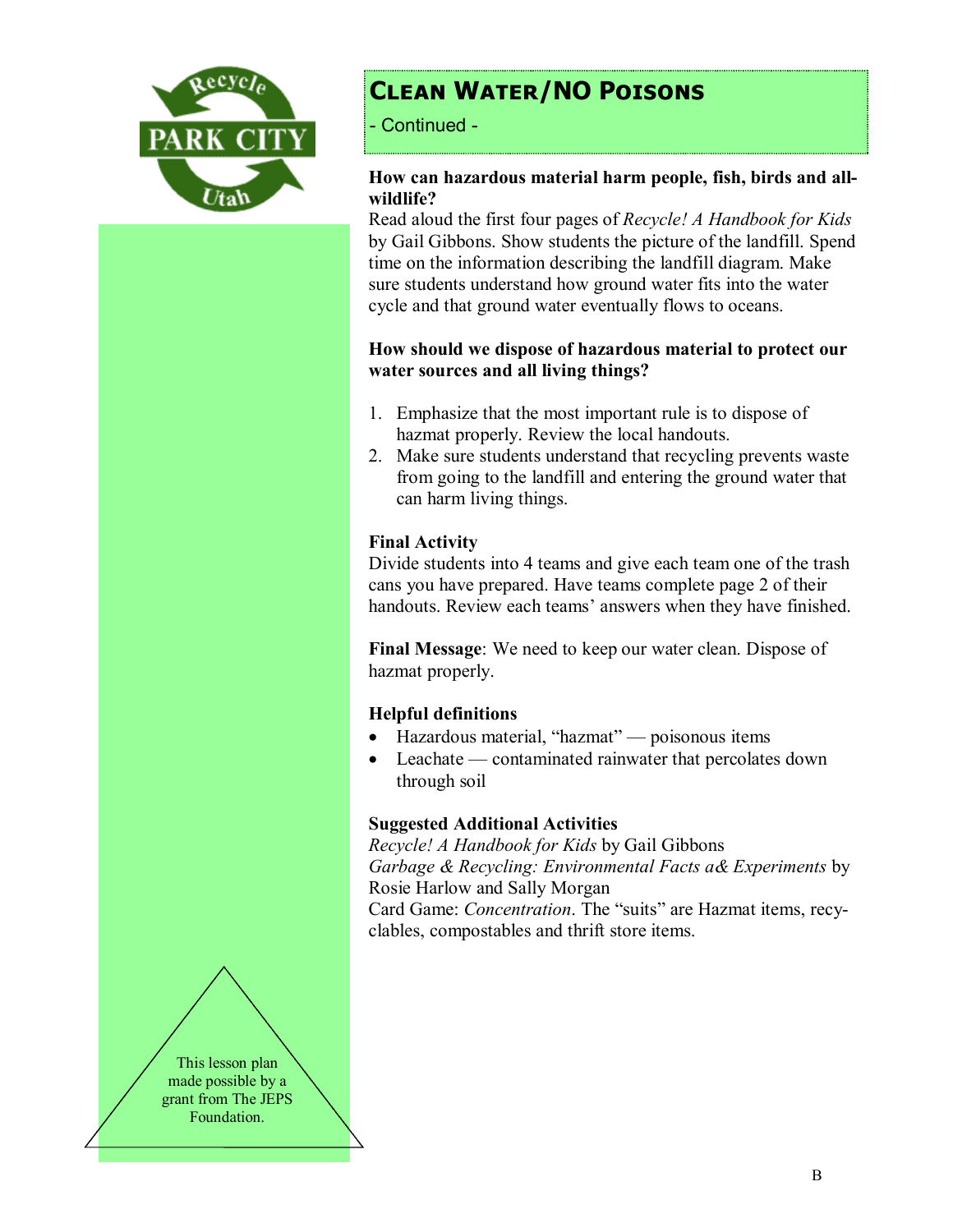## CLEAN WATER/NO POISONS

- Continued -

**How can hazardous material harm people, fish, birds and all-wildlife?**

Read aloud the first four pages of *Recycle! A Handbook for Kids* by Gail Gibbons. Show students the picture of the landfill. Spend time on the information describing the landfill diagram. Make sure students understand how ground water fits into the water cycle and that ground water eventually flows to oceans.

**How should we dispose of hazardous material to protect our water sources and all living things?**

1. Emphasize that the most important rule is to dispose of hazmat properly. Review the local handouts.
2. Make sure students understand that recycling prevents waste from going to the landfill and entering the ground water that can harm living things.

**Final Activity**

Divide students into 4 teams and give each team one of the trash cans you have prepared. Have teams complete page 2 of their handouts. Review each teams' answers when they have finished.

**Final Message**: We need to keep our water clean. Dispose of hazmat properly.

**Helpful definitions**

- Hazardous material, "hazmat" — poisonous items
- Leachate — contaminated rainwater that percolates down through soil

**Suggested Additional Activities**

*Recycle! A Handbook for Kids* by Gail Gibbons

*Garbage & Recycling: Environmental Facts a& Experiments* by Rosie Harlow and Sally Morgan

Card Game: *Concentration*. The "suits" are Hazmat items, recyclables, compostables and thrift store items.

This lesson plan made possible by a grant from The JEPS Foundation.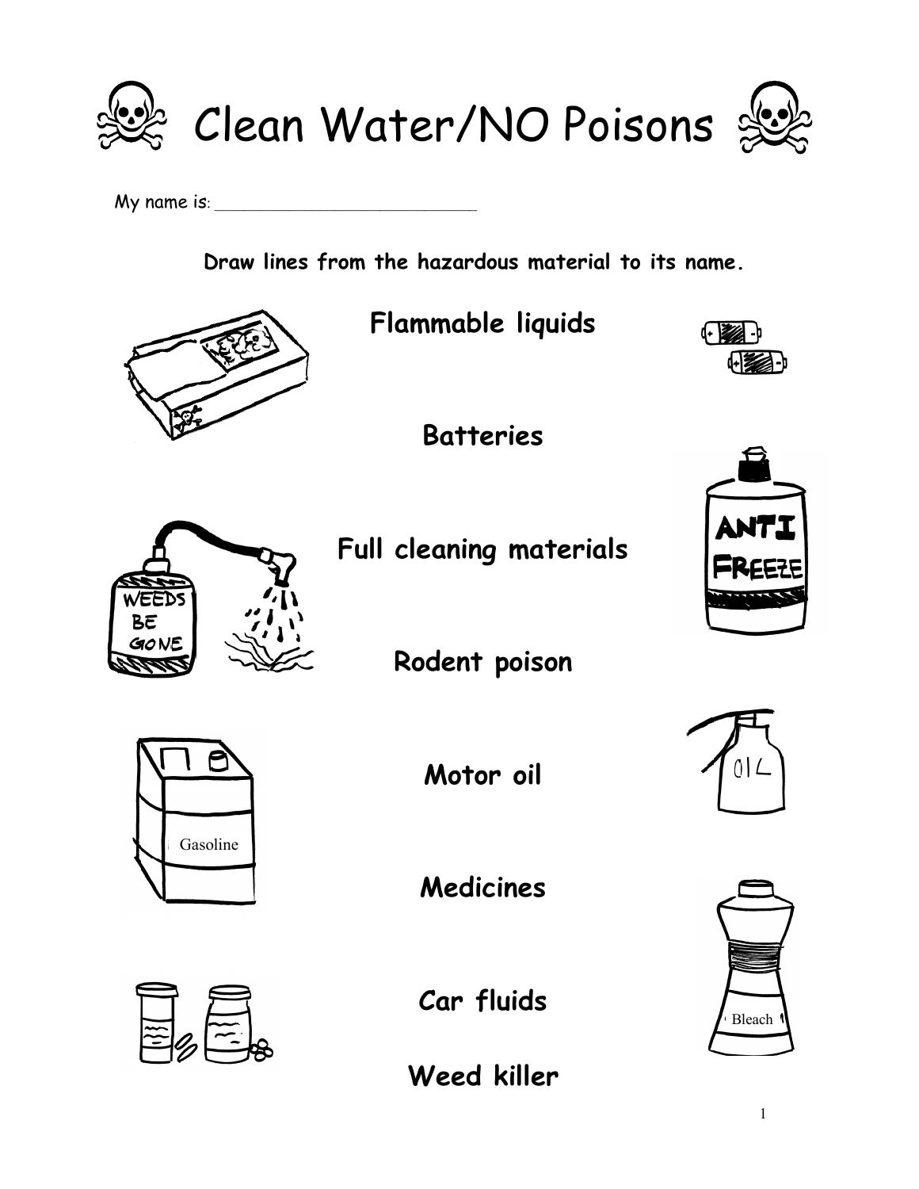# Clean Water/NO Poisons

My name is: ___________________________

**Draw lines from the hazardous material to its name.**

**Flammable liquids**

**Batteries**

**Full cleaning materials**

**Rodent poison**

**Motor oil**

**Medicines**

**Car fluids**

**Weed killer**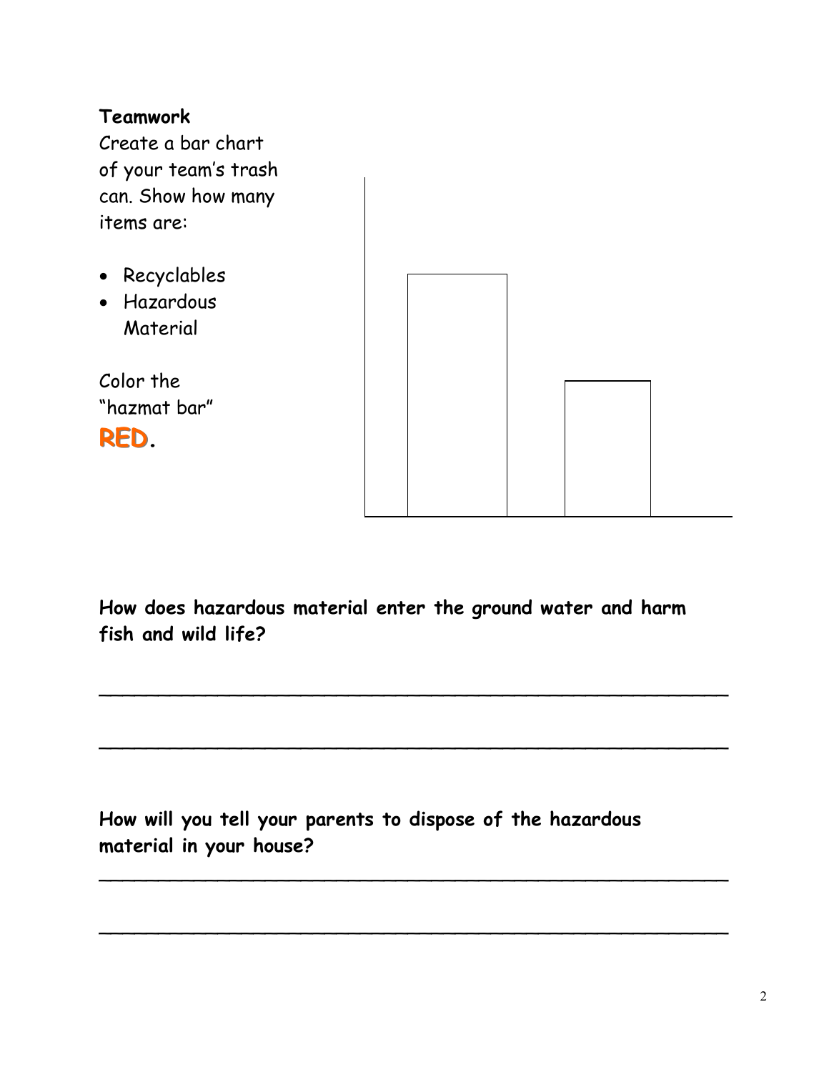**Teamwork**

Create a bar chart of your team's trash can. Show how many items are:

- Recyclables
- Hazardous Material

Color the "hazmat bar" **RED**.

**How does hazardous material enter the ground water and harm fish and wild life?**

\_\_\_\_\_\_\_\_\_\_\_\_\_\_\_\_\_\_\_\_\_\_\_\_\_\_\_\_\_\_\_\_\_\_\_\_\_\_\_\_\_\_\_\_\_\_\_\_\_\_\_\_\_\_\_\_

\_\_\_\_\_\_\_\_\_\_\_\_\_\_\_\_\_\_\_\_\_\_\_\_\_\_\_\_\_\_\_\_\_\_\_\_\_\_\_\_\_\_\_\_\_\_\_\_\_\_\_\_\_\_\_\_

**How will you tell your parents to dispose of the hazardous material in your house?**

\_\_\_\_\_\_\_\_\_\_\_\_\_\_\_\_\_\_\_\_\_\_\_\_\_\_\_\_\_\_\_\_\_\_\_\_\_\_\_\_\_\_\_\_\_\_\_\_\_\_\_\_\_\_\_\_

\_\_\_\_\_\_\_\_\_\_\_\_\_\_\_\_\_\_\_\_\_\_\_\_\_\_\_\_\_\_\_\_\_\_\_\_\_\_\_\_\_\_\_\_\_\_\_\_\_\_\_\_\_\_\_\_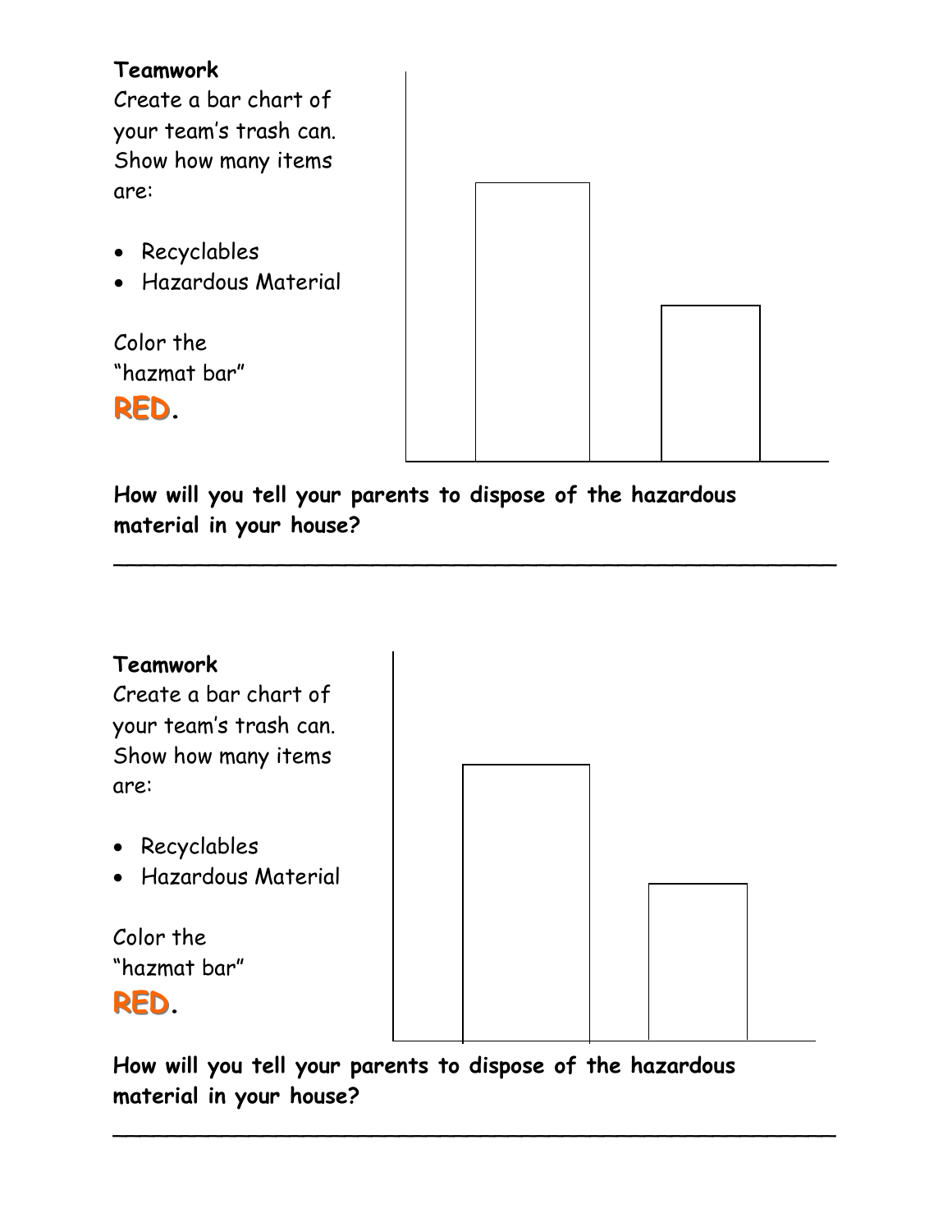**Teamwork**

Create a bar chart of your team's trash can. Show how many items are:

- Recyclables
- Hazardous Material

Color the "hazmat bar" **RED**.

**How will you tell your parents to dispose of the hazardous material in your house?**

______________________________________________________

**Teamwork**

Create a bar chart of your team's trash can. Show how many items are:

- Recyclables
- Hazardous Material

Color the "hazmat bar" **RED**.

**How will you tell your parents to dispose of the hazardous material in your house?**

______________________________________________________